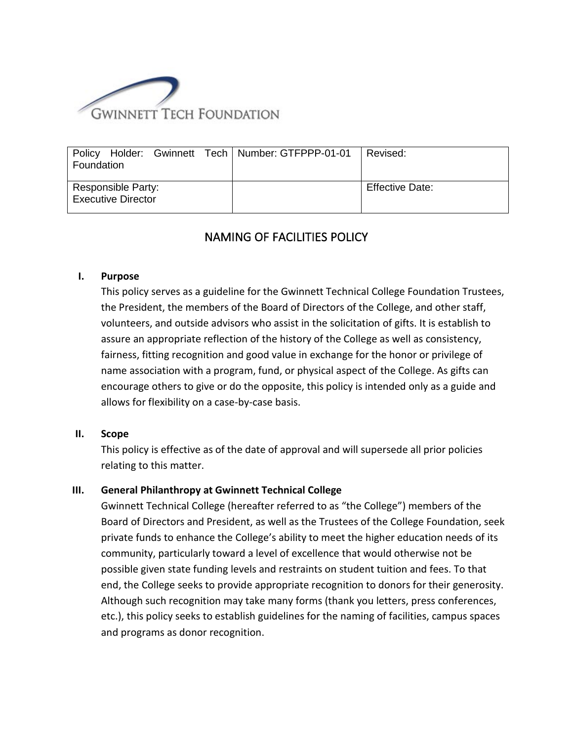GWINNETT TECH FOUNDATION

| Policy Holder: Gwinnett Tech Foundation | Number: GTFPPP-01-01 | Revised: |
| --- | --- | --- |
| Responsible Party: Executive Director | | Effective Date: |

# NAMING OF FACILITIES POLICY

**I. Purpose**

This policy serves as a guideline for the Gwinnett Technical College Foundation Trustees, the President, the members of the Board of Directors of the College, and other staff, volunteers, and outside advisors who assist in the solicitation of gifts. It is establish to assure an appropriate reflection of the history of the College as well as consistency, fairness, fitting recognition and good value in exchange for the honor or privilege of name association with a program, fund, or physical aspect of the College. As gifts can encourage others to give or do the opposite, this policy is intended only as a guide and allows for flexibility on a case-by-case basis.

**II. Scope**

This policy is effective as of the date of approval and will supersede all prior policies relating to this matter.

**III. General Philanthropy at Gwinnett Technical College**

Gwinnett Technical College (hereafter referred to as "the College") members of the Board of Directors and President, as well as the Trustees of the College Foundation, seek private funds to enhance the College's ability to meet the higher education needs of its community, particularly toward a level of excellence that would otherwise not be possible given state funding levels and restraints on student tuition and fees. To that end, the College seeks to provide appropriate recognition to donors for their generosity. Although such recognition may take many forms (thank you letters, press conferences, etc.), this policy seeks to establish guidelines for the naming of facilities, campus spaces and programs as donor recognition.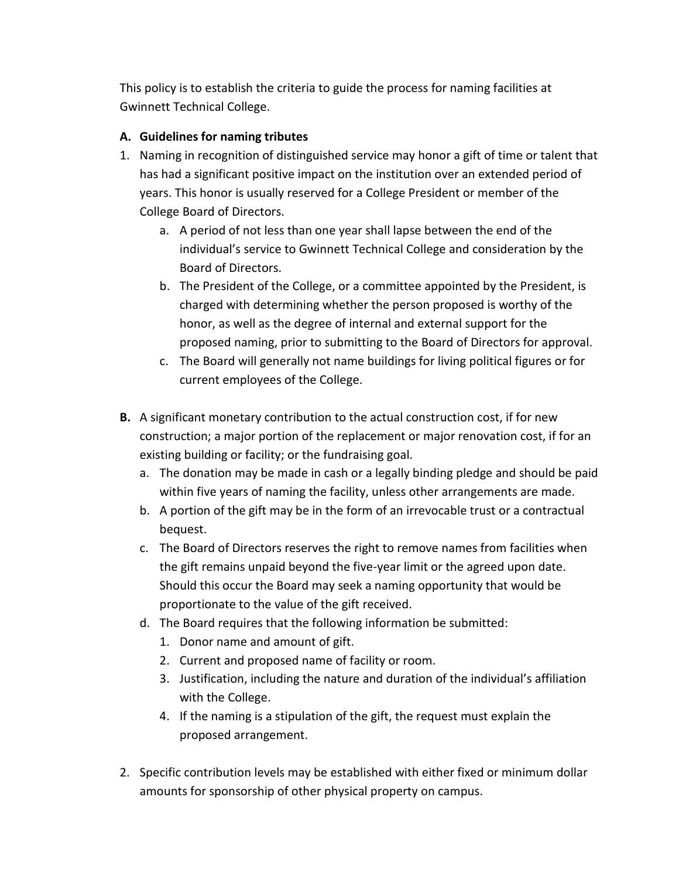This policy is to establish the criteria to guide the process for naming facilities at Gwinnett Technical College.

**A. Guidelines for naming tributes**

1. Naming in recognition of distinguished service may honor a gift of time or talent that has had a significant positive impact on the institution over an extended period of years. This honor is usually reserved for a College President or member of the College Board of Directors.
   a. A period of not less than one year shall lapse between the end of the individual's service to Gwinnett Technical College and consideration by the Board of Directors.
   b. The President of the College, or a committee appointed by the President, is charged with determining whether the person proposed is worthy of the honor, as well as the degree of internal and external support for the proposed naming, prior to submitting to the Board of Directors for approval.
   c. The Board will generally not name buildings for living political figures or for current employees of the College.

**B.** A significant monetary contribution to the actual construction cost, if for new construction; a major portion of the replacement or major renovation cost, if for an existing building or facility; or the fundraising goal.
   a. The donation may be made in cash or a legally binding pledge and should be paid within five years of naming the facility, unless other arrangements are made.
   b. A portion of the gift may be in the form of an irrevocable trust or a contractual bequest.
   c. The Board of Directors reserves the right to remove names from facilities when the gift remains unpaid beyond the five-year limit or the agreed upon date. Should this occur the Board may seek a naming opportunity that would be proportionate to the value of the gift received.
   d. The Board requires that the following information be submitted:
      1. Donor name and amount of gift.
      2. Current and proposed name of facility or room.
      3. Justification, including the nature and duration of the individual's affiliation with the College.
      4. If the naming is a stipulation of the gift, the request must explain the proposed arrangement.

2. Specific contribution levels may be established with either fixed or minimum dollar amounts for sponsorship of other physical property on campus.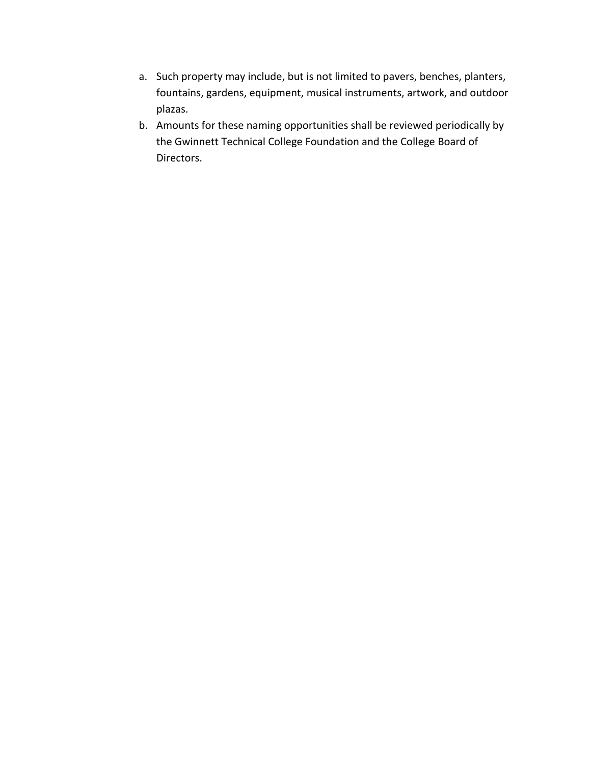a. Such property may include, but is not limited to pavers, benches, planters, fountains, gardens, equipment, musical instruments, artwork, and outdoor plazas.
b. Amounts for these naming opportunities shall be reviewed periodically by the Gwinnett Technical College Foundation and the College Board of Directors.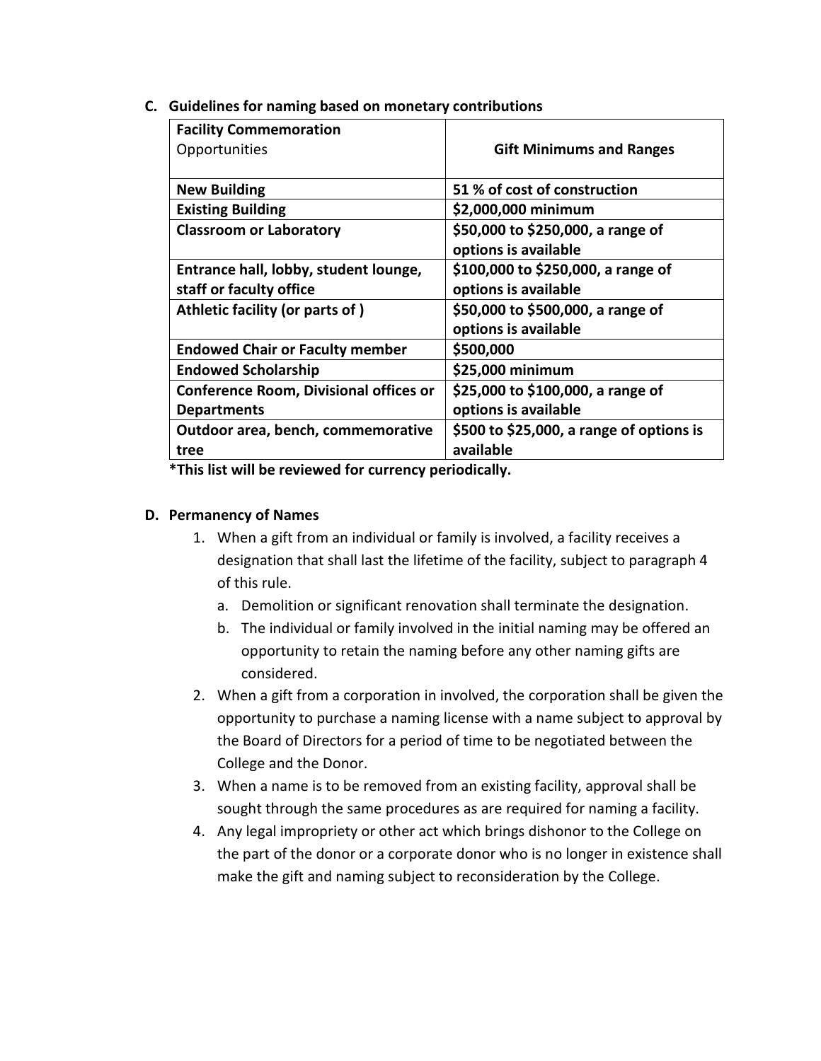## C. Guidelines for naming based on monetary contributions

| **Facility Commemoration** Opportunities | **Gift Minimums and Ranges** |
|---|---|
| **New Building** | **51 % of cost of construction** |
| **Existing Building** | **$2,000,000 minimum** |
| **Classroom or Laboratory** | **$50,000 to $250,000, a range of options is available** |
| **Entrance hall, lobby, student lounge, staff or faculty office** | **$100,000 to $250,000, a range of options is available** |
| **Athletic facility (or parts of )** | **$50,000 to $500,000, a range of options is available** |
| **Endowed Chair or Faculty member** | **$500,000** |
| **Endowed Scholarship** | **$25,000 minimum** |
| **Conference Room, Divisional offices or Departments** | **$25,000 to $100,000, a range of options is available** |
| **Outdoor area, bench, commemorative tree** | **$500 to $25,000, a range of options is available** |

**\*This list will be reviewed for currency periodically.**

## D. Permanency of Names

1. When a gift from an individual or family is involved, a facility receives a designation that shall last the lifetime of the facility, subject to paragraph 4 of this rule.
   a. Demolition or significant renovation shall terminate the designation.
   b. The individual or family involved in the initial naming may be offered an opportunity to retain the naming before any other naming gifts are considered.
2. When a gift from a corporation in involved, the corporation shall be given the opportunity to purchase a naming license with a name subject to approval by the Board of Directors for a period of time to be negotiated between the College and the Donor.
3. When a name is to be removed from an existing facility, approval shall be sought through the same procedures as are required for naming a facility.
4. Any legal impropriety or other act which brings dishonor to the College on the part of the donor or a corporate donor who is no longer in existence shall make the gift and naming subject to reconsideration by the College.